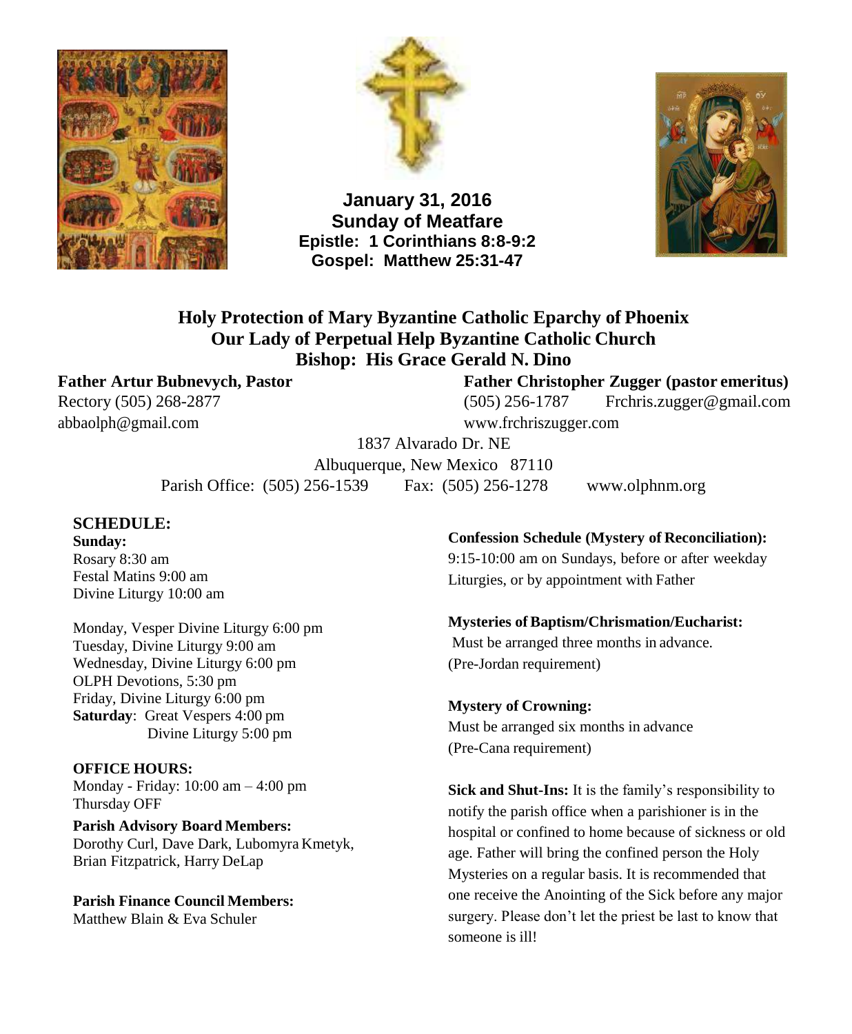**January 31, 2016**
**Sunday of Meatfare**
**Epistle: 1 Corinthians 8:8-9:2**
**Gospel: Matthew 25:31-47**

# Holy Protection of Mary Byzantine Catholic Eparchy of Phoenix
## Our Lady of Perpetual Help Byzantine Catholic Church
### Bishop: His Grace Gerald N. Dino

**Father Artur Bubnevych, Pastor**
Rectory (505) 268-2877
abbaolph@gmail.com

**Father Christopher Zugger (pastor emeritus)**
(505) 256-1787 Frchris.zugger@gmail.com
www.frchriszugger.com

1837 Alvarado Dr. NE
Albuquerque, New Mexico 87110
Parish Office: (505) 256-1539 Fax: (505) 256-1278 www.olphnm.org

## SCHEDULE:

**Sunday:**
Rosary 8:30 am
Festal Matins 9:00 am
Divine Liturgy 10:00 am

Monday, Vesper Divine Liturgy 6:00 pm
Tuesday, Divine Liturgy 9:00 am
Wednesday, Divine Liturgy 6:00 pm
OLPH Devotions, 5:30 pm
Friday, Divine Liturgy 6:00 pm
**Saturday**: Great Vespers 4:00 pm
Divine Liturgy 5:00 pm

**OFFICE HOURS:**
Monday - Friday: 10:00 am – 4:00 pm
Thursday OFF

**Parish Advisory Board Members:**
Dorothy Curl, Dave Dark, Lubomyra Kmetyk, Brian Fitzpatrick, Harry DeLap

**Parish Finance Council Members:**
Matthew Blain & Eva Schuler

**Confession Schedule (Mystery of Reconciliation):**
9:15-10:00 am on Sundays, before or after weekday Liturgies, or by appointment with Father

**Mysteries of Baptism/Chrismation/Eucharist:**
Must be arranged three months in advance.
(Pre-Jordan requirement)

**Mystery of Crowning:**
Must be arranged six months in advance
(Pre-Cana requirement)

**Sick and Shut-Ins:** It is the family's responsibility to notify the parish office when a parishioner is in the hospital or confined to home because of sickness or old age. Father will bring the confined person the Holy Mysteries on a regular basis. It is recommended that one receive the Anointing of the Sick before any major surgery. Please don't let the priest be last to know that someone is ill!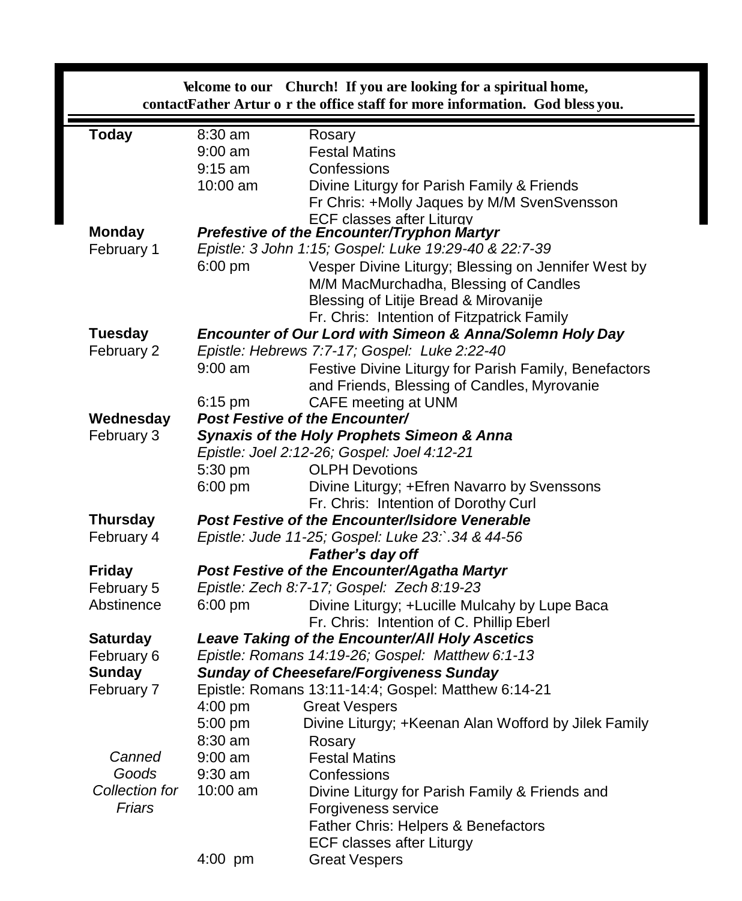**\elcome to our Church! If you are looking for a spiritual home, contactFather Artur o r the office staff for more information. God bless you.**

| | | |
|---|---|---|
| **Today** | 8:30 am | Rosary |
| | 9:00 am | Festal Matins |
| | 9:15 am | Confessions |
| | 10:00 am | Divine Liturgy for Parish Family & Friends |
| | | Fr Chris: +Molly Jaques by M/M SvenSvensson |
| | | ECF classes after Liturgy |
| **Monday** | ***Prefestive of the Encounter/Tryphon Martyr*** | |
| February 1 | *Epistle: 3 John 1:15; Gospel: Luke 19:29-40 & 22:7-39* | |
| | 6:00 pm | Vesper Divine Liturgy; Blessing on Jennifer West by M/M MacMurchadha, Blessing of Candles |
| | | Blessing of Litije Bread & Mirovanije |
| | | Fr. Chris: Intention of Fitzpatrick Family |
| **Tuesday** | ***Encounter of Our Lord with Simeon & Anna/Solemn Holy Day*** | |
| February 2 | *Epistle: Hebrews 7:7-17; Gospel: Luke 2:22-40* | |
| | 9:00 am | Festive Divine Liturgy for Parish Family, Benefactors and Friends, Blessing of Candles, Myrovanie |
| | 6:15 pm | CAFE meeting at UNM |
| **Wednesday** | ***Post Festive of the Encounter/*** | |
| February 3 | ***Synaxis of the Holy Prophets Simeon & Anna*** | |
| | *Epistle: Joel 2:12-26; Gospel: Joel 4:12-21* | |
| | 5:30 pm | OLPH Devotions |
| | 6:00 pm | Divine Liturgy; +Efren Navarro by Svenssons |
| | | Fr. Chris: Intention of Dorothy Curl |
| **Thursday** | ***Post Festive of the Encounter/Isidore Venerable*** | |
| February 4 | *Epistle: Jude 11-25; Gospel: Luke 23:`.34 & 44-56* | |
| | ***Father's day off*** | |
| **Friday** | ***Post Festive of the Encounter/Agatha Martyr*** | |
| February 5 | *Epistle: Zech 8:7-17; Gospel: Zech 8:19-23* | |
| Abstinence | 6:00 pm | Divine Liturgy; +Lucille Mulcahy by Lupe Baca |
| | | Fr. Chris: Intention of C. Phillip Eberl |
| **Saturday** | ***Leave Taking of the Encounter/All Holy Ascetics*** | |
| February 6 | *Epistle: Romans 14:19-26; Gospel: Matthew 6:1-13* | |
| **Sunday** | ***Sunday of Cheesefare/Forgiveness Sunday*** | |
| February 7 | Epistle: Romans 13:11-14:4; Gospel: Matthew 6:14-21 | |
| | 4:00 pm | Great Vespers |
| | 5:00 pm | Divine Liturgy; +Keenan Alan Wofford by Jilek Family |
| | 8:30 am | Rosary |
| *Canned* | 9:00 am | Festal Matins |
| *Goods* | 9:30 am | Confessions |
| *Collection for* | 10:00 am | Divine Liturgy for Parish Family & Friends and Forgiveness service |
| *Friars* | | Father Chris: Helpers & Benefactors |
| | | ECF classes after Liturgy |
| | 4:00 pm | Great Vespers |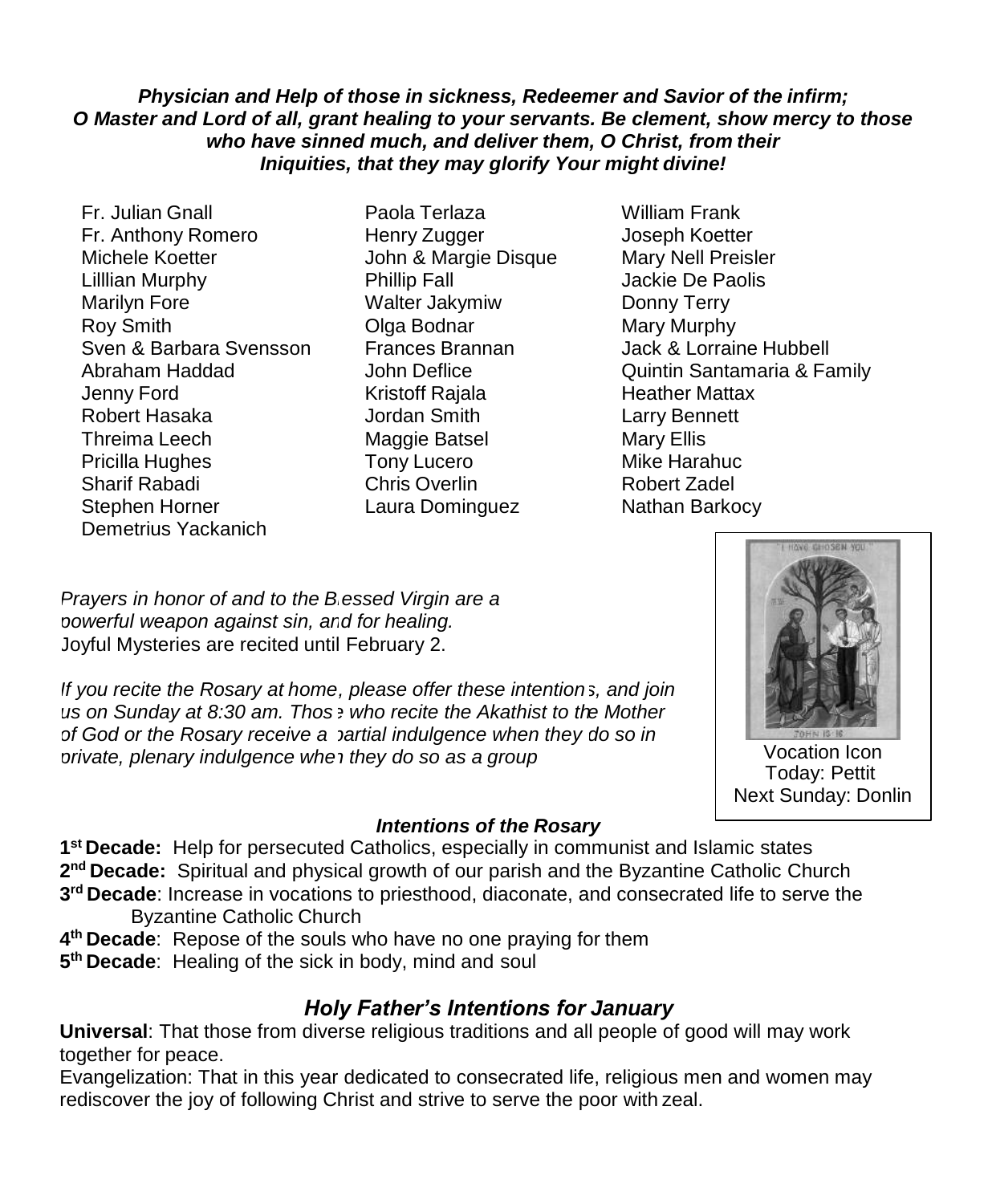***Physician and Help of those in sickness, Redeemer and Savior of the infirm; O Master and Lord of all, grant healing to your servants. Be clement, show mercy to those who have sinned much, and deliver them, O Christ, from their Iniquities, that they may glorify Your might divine!***

Fr. Julian Gnall
Fr. Anthony Romero
Michele Koetter
Lilllian Murphy
Marilyn Fore
Roy Smith
Sven & Barbara Svensson
Abraham Haddad
Jenny Ford
Robert Hasaka
Threima Leech
Pricilla Hughes
Sharif Rabadi
Stephen Horner
Demetrius Yackanich
Paola Terlaza
Henry Zugger
John & Margie Disque
Phillip Fall
Walter Jakymiw
Olga Bodnar
Frances Brannan
John Deflice
Kristoff Rajala
Jordan Smith
Maggie Batsel
Tony Lucero
Chris Overlin
Laura Dominguez
William Frank
Joseph Koetter
Mary Nell Preisler
Jackie De Paolis
Donny Terry
Mary Murphy
Jack & Lorraine Hubbell
Quintin Santamaria & Family
Heather Mattax
Larry Bennett
Mary Ellis
Mike Harahuc
Robert Zadel
Nathan Barkocy

*Prayers in honor of and to the Blessed Virgin are a powerful weapon against sin, and for healing.*
Joyful Mysteries are recited until February 2.

*If you recite the Rosary at home, please offer these intentions, and join us on Sunday at 8:30 am. Those who recite the Akathist to the Mother of God or the Rosary receive a partial indulgence when they do so in private, plenary indulgence when they do so as a group*

Vocation Icon
Today: Pettit
Next Sunday: Donlin

***Intentions of the Rosary***

**1st Decade:** Help for persecuted Catholics, especially in communist and Islamic states
**2nd Decade:** Spiritual and physical growth of our parish and the Byzantine Catholic Church
**3rd Decade**: Increase in vocations to priesthood, diaconate, and consecrated life to serve the Byzantine Catholic Church
**4th Decade**: Repose of the souls who have no one praying for them
**5th Decade**: Healing of the sick in body, mind and soul

## *Holy Father's Intentions for January*

**Universal**: That those from diverse religious traditions and all people of good will may work together for peace.
Evangelization: That in this year dedicated to consecrated life, religious men and women may rediscover the joy of following Christ and strive to serve the poor with zeal.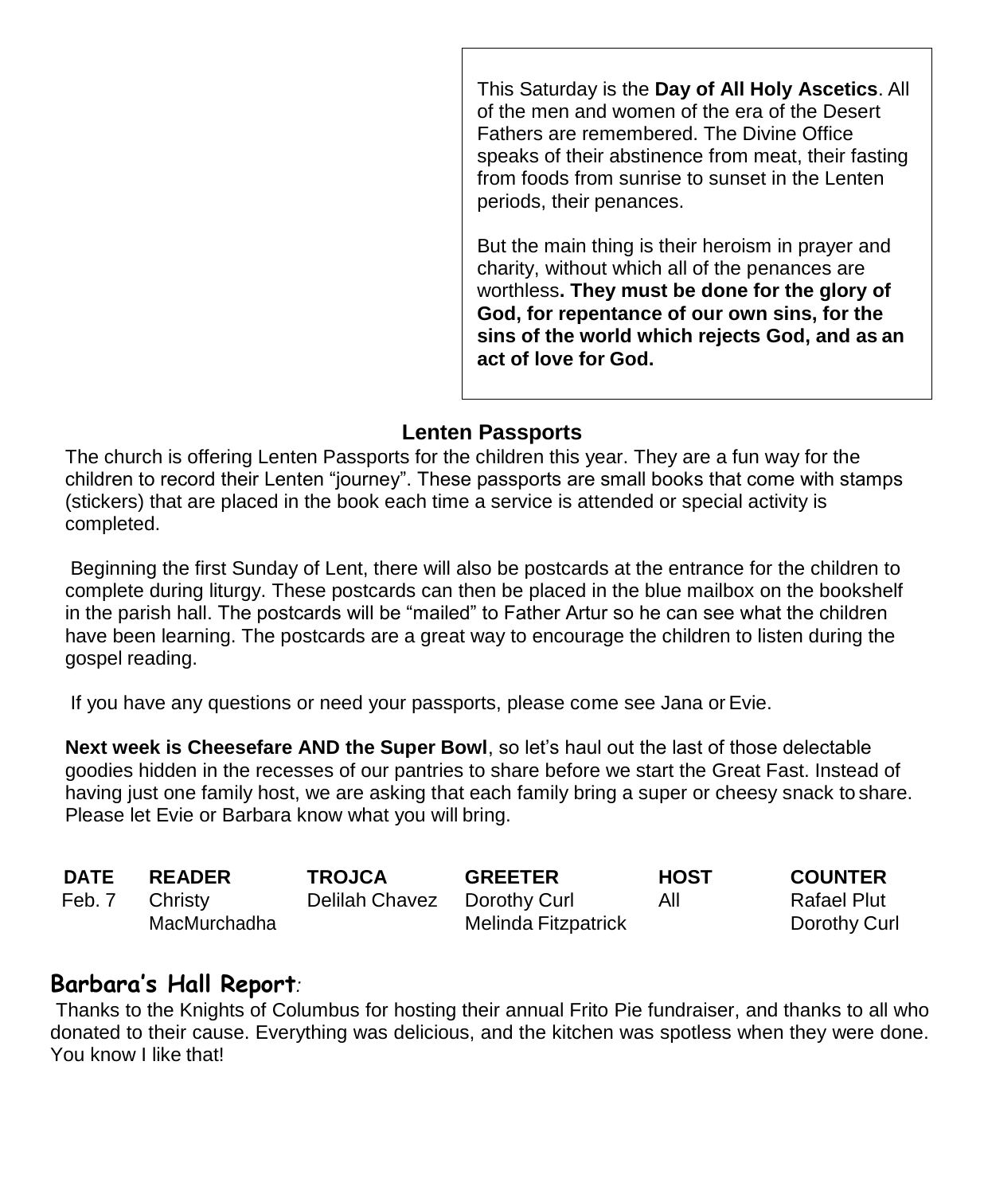This Saturday is the **Day of All Holy Ascetics**. All of the men and women of the era of the Desert Fathers are remembered. The Divine Office speaks of their abstinence from meat, their fasting from foods from sunrise to sunset in the Lenten periods, their penances.

But the main thing is their heroism in prayer and charity, without which all of the penances are worthless**. They must be done for the glory of God, for repentance of our own sins, for the sins of the world which rejects God, and as an act of love for God.**

## Lenten Passports

The church is offering Lenten Passports for the children this year. They are a fun way for the children to record their Lenten "journey". These passports are small books that come with stamps (stickers) that are placed in the book each time a service is attended or special activity is completed.

Beginning the first Sunday of Lent, there will also be postcards at the entrance for the children to complete during liturgy. These postcards can then be placed in the blue mailbox on the bookshelf in the parish hall. The postcards will be "mailed" to Father Artur so he can see what the children have been learning. The postcards are a great way to encourage the children to listen during the gospel reading.

If you have any questions or need your passports, please come see Jana or Evie.

**Next week is Cheesefare AND the Super Bowl**, so let's haul out the last of those delectable goodies hidden in the recesses of our pantries to share before we start the Great Fast. Instead of having just one family host, we are asking that each family bring a super or cheesy snack to share. Please let Evie or Barbara know what you will bring.

| DATE | READER | TROJCA | GREETER | HOST | COUNTER |
|---|---|---|---|---|---|
| Feb. 7 | Christy MacMurchadha | Delilah Chavez | Dorothy Curl<br>Melinda Fitzpatrick | All | Rafael Plut<br>Dorothy Curl |

## Barbara's Hall Report*:*

Thanks to the Knights of Columbus for hosting their annual Frito Pie fundraiser, and thanks to all who donated to their cause. Everything was delicious, and the kitchen was spotless when they were done. You know I like that!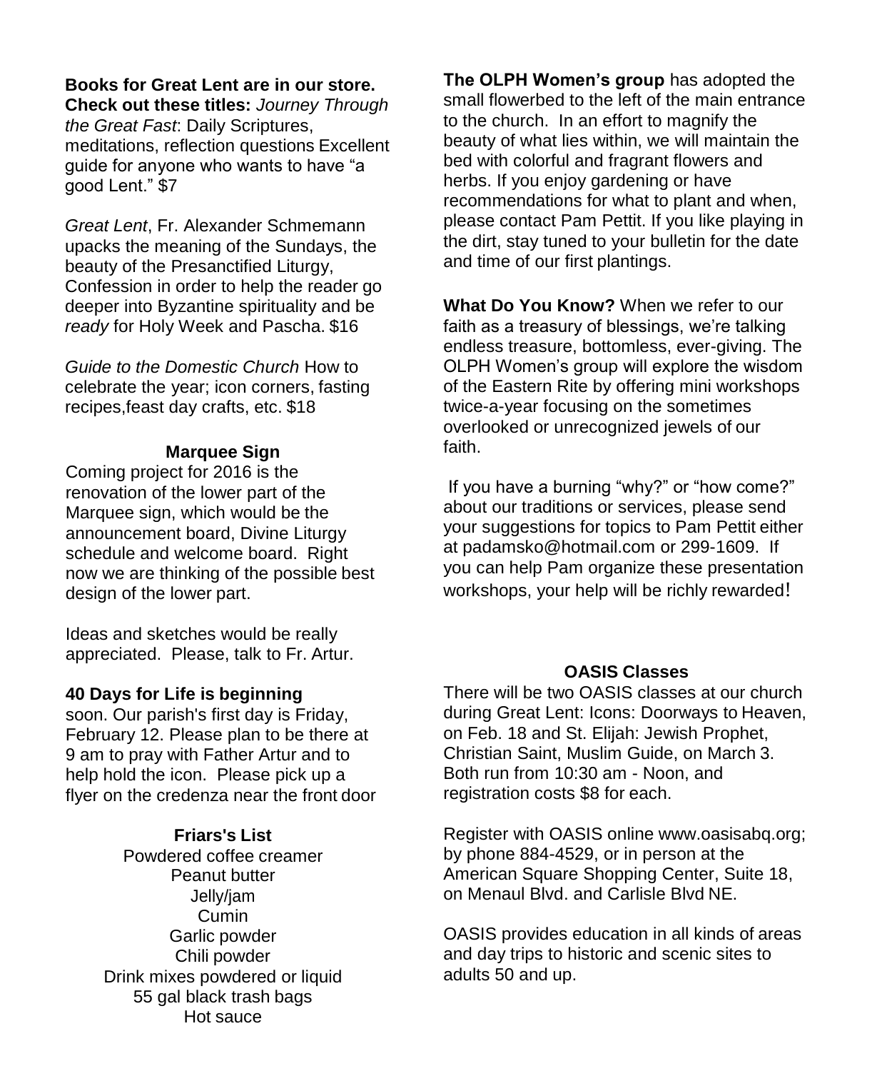**Books for Great Lent are in our store. Check out these titles:** *Journey Through the Great Fast*: Daily Scriptures, meditations, reflection questions Excellent guide for anyone who wants to have "a good Lent." $7

*Great Lent*, Fr. Alexander Schmemann upacks the meaning of the Sundays, the beauty of the Presanctified Liturgy, Confession in order to help the reader go deeper into Byzantine spirituality and be *ready* for Holy Week and Pascha. $16

*Guide to the Domestic Church* How to celebrate the year; icon corners, fasting recipes,feast day crafts, etc. $18

### Marquee Sign

Coming project for 2016 is the renovation of the lower part of the Marquee sign, which would be the announcement board, Divine Liturgy schedule and welcome board. Right now we are thinking of the possible best design of the lower part.

Ideas and sketches would be really appreciated. Please, talk to Fr. Artur.

**40 Days for Life is beginning** soon. Our parish's first day is Friday, February 12. Please plan to be there at 9 am to pray with Father Artur and to help hold the icon. Please pick up a flyer on the credenza near the front door

### Friars's List

Powdered coffee creamer
Peanut butter
Jelly/jam
Cumin
Garlic powder
Chili powder
Drink mixes powdered or liquid
55 gal black trash bags
Hot sauce

**The OLPH Women's group** has adopted the small flowerbed to the left of the main entrance to the church. In an effort to magnify the beauty of what lies within, we will maintain the bed with colorful and fragrant flowers and herbs. If you enjoy gardening or have recommendations for what to plant and when, please contact Pam Pettit. If you like playing in the dirt, stay tuned to your bulletin for the date and time of our first plantings.

**What Do You Know?** When we refer to our faith as a treasury of blessings, we're talking endless treasure, bottomless, ever-giving. The OLPH Women's group will explore the wisdom of the Eastern Rite by offering mini workshops twice-a-year focusing on the sometimes overlooked or unrecognized jewels of our faith.

If you have a burning "why?" or "how come?" about our traditions or services, please send your suggestions for topics to Pam Pettit either at padamsko@hotmail.com or 299-1609. If you can help Pam organize these presentation workshops, your help will be richly rewarded!

### OASIS Classes

There will be two OASIS classes at our church during Great Lent: Icons: Doorways to Heaven, on Feb. 18 and St. Elijah: Jewish Prophet, Christian Saint, Muslim Guide, on March 3. Both run from 10:30 am - Noon, and registration costs $8 for each.

Register with OASIS online www.oasisabq.org; by phone 884-4529, or in person at the American Square Shopping Center, Suite 18, on Menaul Blvd. and Carlisle Blvd NE.

OASIS provides education in all kinds of areas and day trips to historic and scenic sites to adults 50 and up.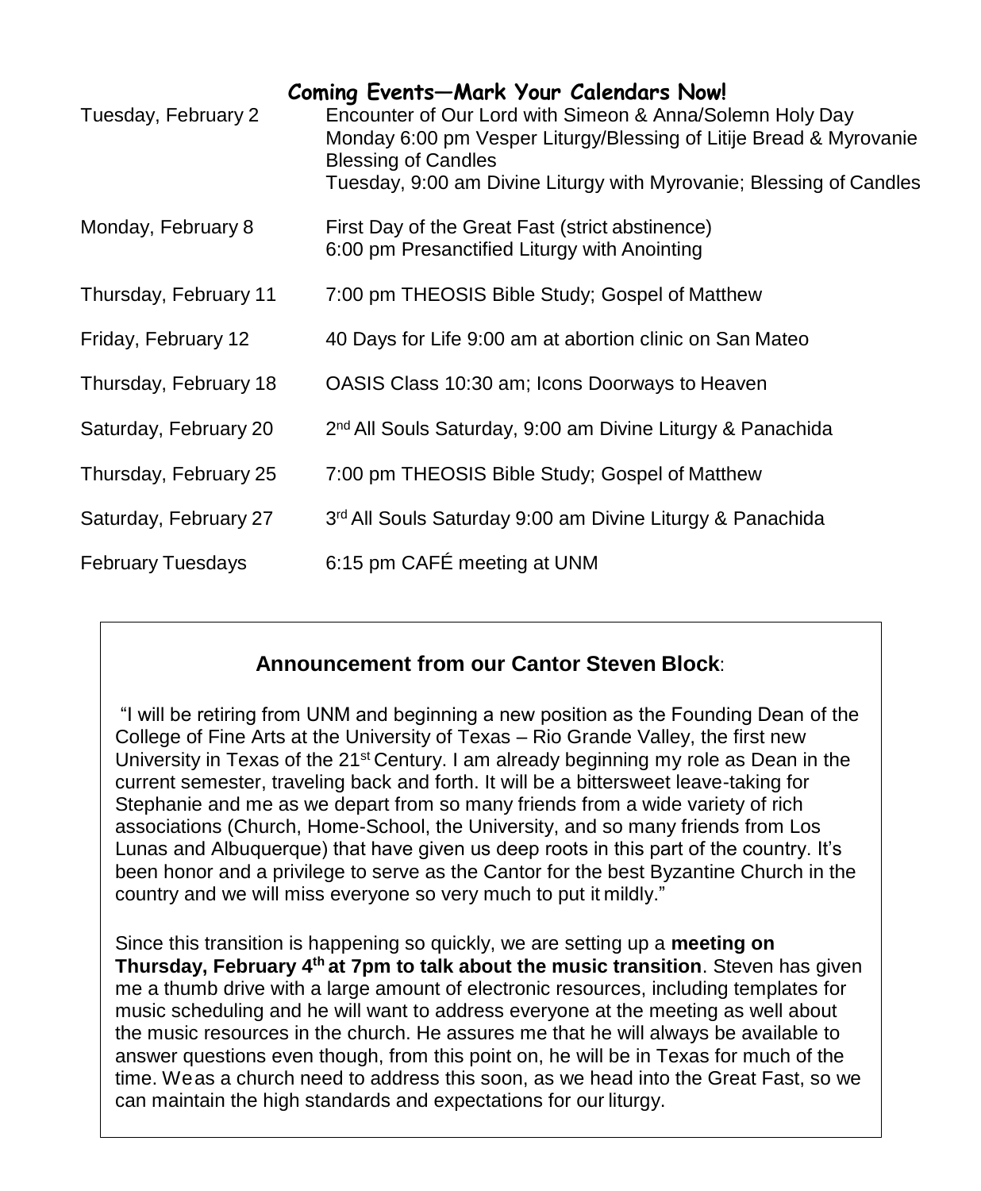## Coming Events—Mark Your Calendars Now!

| | |
|---|---|
| Tuesday, February 2 | Encounter of Our Lord with Simeon & Anna/Solemn Holy Day<br>Monday 6:00 pm Vesper Liturgy/Blessing of Litije Bread & Myrovanie<br>Blessing of Candles<br>Tuesday, 9:00 am Divine Liturgy with Myrovanie; Blessing of Candles |
| Monday, February 8 | First Day of the Great Fast (strict abstinence)<br>6:00 pm Presanctified Liturgy with Anointing |
| Thursday, February 11 | 7:00 pm THEOSIS Bible Study; Gospel of Matthew |
| Friday, February 12 | 40 Days for Life 9:00 am at abortion clinic on San Mateo |
| Thursday, February 18 | OASIS Class 10:30 am; Icons Doorways to Heaven |
| Saturday, February 20 | 2nd All Souls Saturday, 9:00 am Divine Liturgy & Panachida |
| Thursday, February 25 | 7:00 pm THEOSIS Bible Study; Gospel of Matthew |
| Saturday, February 27 | 3rd All Souls Saturday 9:00 am Divine Liturgy & Panachida |
| February Tuesdays | 6:15 pm CAFÉ meeting at UNM |

### Announcement from our Cantor Steven Block:

"I will be retiring from UNM and beginning a new position as the Founding Dean of the College of Fine Arts at the University of Texas – Rio Grande Valley, the first new University in Texas of the 21st Century. I am already beginning my role as Dean in the current semester, traveling back and forth. It will be a bittersweet leave-taking for Stephanie and me as we depart from so many friends from a wide variety of rich associations (Church, Home-School, the University, and so many friends from Los Lunas and Albuquerque) that have given us deep roots in this part of the country. It's been honor and a privilege to serve as the Cantor for the best Byzantine Church in the country and we will miss everyone so very much to put it mildly."

Since this transition is happening so quickly, we are setting up a **meeting on Thursday, February 4th at 7pm to talk about the music transition**. Steven has given me a thumb drive with a large amount of electronic resources, including templates for music scheduling and he will want to address everyone at the meeting as well about the music resources in the church. He assures me that he will always be available to answer questions even though, from this point on, he will be in Texas for much of the time. We as a church need to address this soon, as we head into the Great Fast, so we can maintain the high standards and expectations for our liturgy.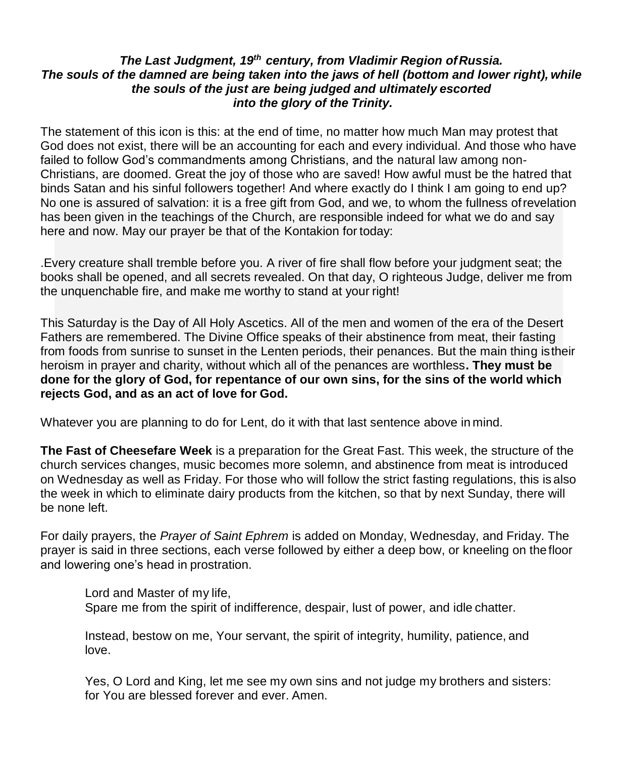***The Last Judgment, 19th century, from Vladimir Region of Russia. The souls of the damned are being taken into the jaws of hell (bottom and lower right), while the souls of the just are being judged and ultimately escorted into the glory of the Trinity.***

The statement of this icon is this: at the end of time, no matter how much Man may protest that God does not exist, there will be an accounting for each and every individual. And those who have failed to follow God's commandments among Christians, and the natural law among non-Christians, are doomed. Great the joy of those who are saved! How awful must be the hatred that binds Satan and his sinful followers together! And where exactly do I think I am going to end up? No one is assured of salvation: it is a free gift from God, and we, to whom the fullness of revelation has been given in the teachings of the Church, are responsible indeed for what we do and say here and now. May our prayer be that of the Kontakion for today:

.Every creature shall tremble before you. A river of fire shall flow before your judgment seat; the books shall be opened, and all secrets revealed. On that day, O righteous Judge, deliver me from the unquenchable fire, and make me worthy to stand at your right!

This Saturday is the Day of All Holy Ascetics. All of the men and women of the era of the Desert Fathers are remembered. The Divine Office speaks of their abstinence from meat, their fasting from foods from sunrise to sunset in the Lenten periods, their penances. But the main thing is their heroism in prayer and charity, without which all of the penances are worthless**. They must be done for the glory of God, for repentance of our own sins, for the sins of the world which rejects God, and as an act of love for God.**

Whatever you are planning to do for Lent, do it with that last sentence above in mind.

**The Fast of Cheesefare Week** is a preparation for the Great Fast. This week, the structure of the church services changes, music becomes more solemn, and abstinence from meat is introduced on Wednesday as well as Friday. For those who will follow the strict fasting regulations, this is also the week in which to eliminate dairy products from the kitchen, so that by next Sunday, there will be none left.

For daily prayers, the *Prayer of Saint Ephrem* is added on Monday, Wednesday, and Friday. The prayer is said in three sections, each verse followed by either a deep bow, or kneeling on the floor and lowering one's head in prostration.

> Lord and Master of my life,
> Spare me from the spirit of indifference, despair, lust of power, and idle chatter.
>
> Instead, bestow on me, Your servant, the spirit of integrity, humility, patience, and love.
>
> Yes, O Lord and King, let me see my own sins and not judge my brothers and sisters: for You are blessed forever and ever. Amen.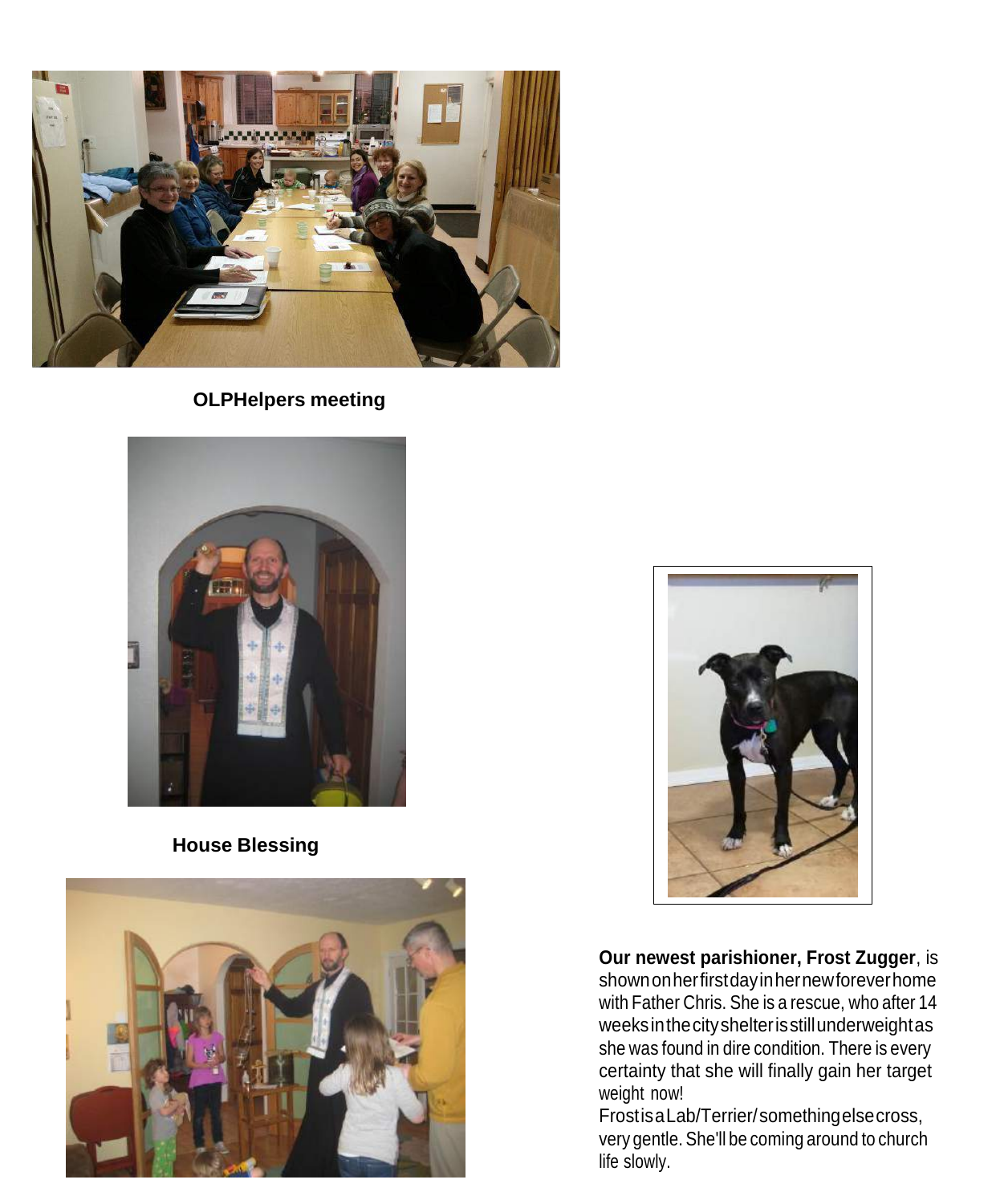**OLPHelpers meeting**

**House Blessing**

**Our newest parishioner, Frost Zugger**, is shown on her first day in her new forever home with Father Chris. She is a rescue, who after 14 weeks in the city shelter is still underweight as she was found in dire condition. There is every certainty that she will finally gain her target weight now!

Frost is a Lab/Terrier/something else cross, very gentle. She'll be coming around to church life slowly.